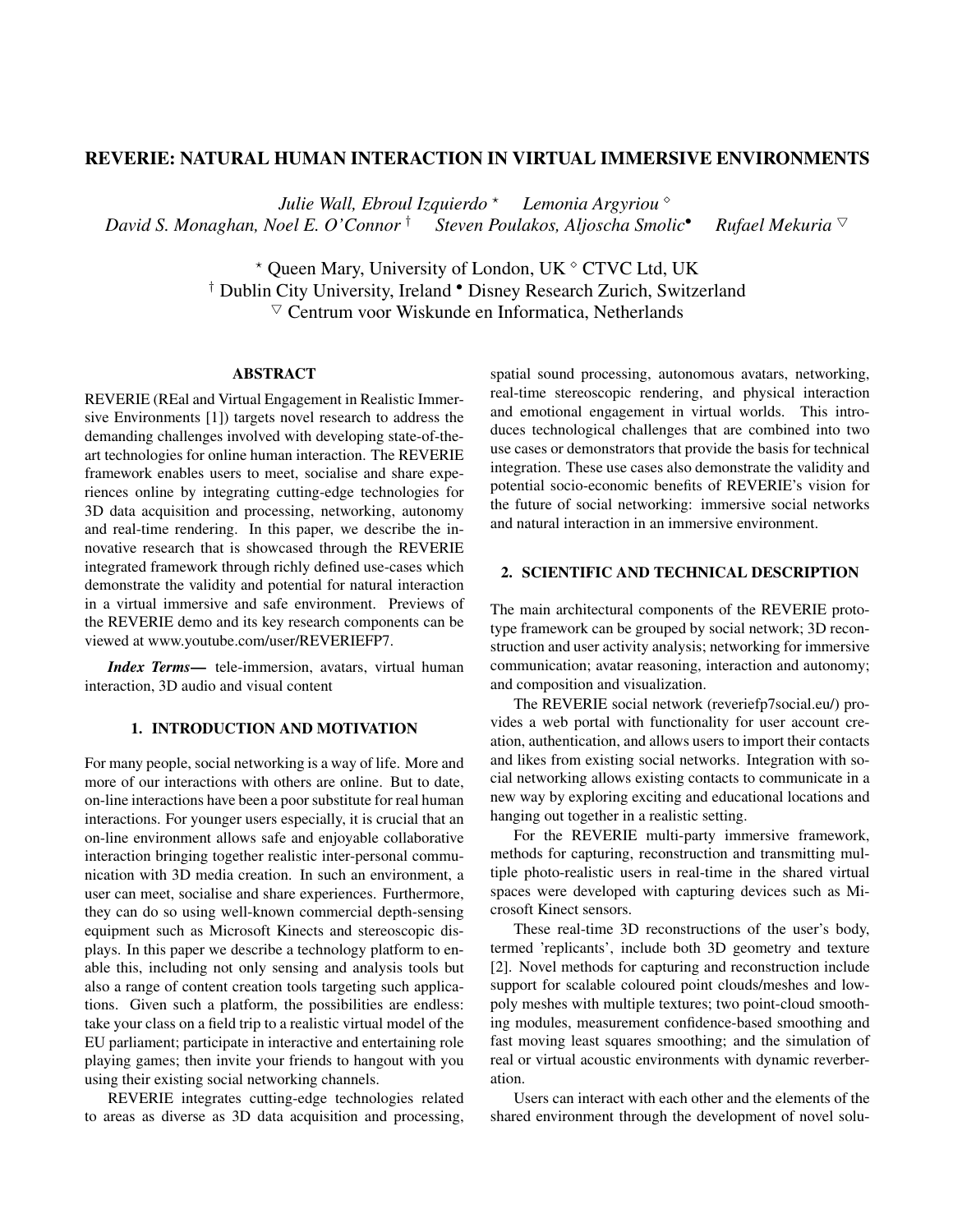# REVERIE: NATURAL HUMAN INTERACTION IN VIRTUAL IMMERSIVE ENVIRONMENTS

*Julie Wall, Ebroul Izquierdo* ⋆ *Lemonia Argyriou* ⋄
*David S. Monaghan, Noel E. O'Connor* † *Steven Poulakos, Aljoscha Smolic*• *Rufael Mekuria* ▽

⋆ Queen Mary, University of London, UK ⋄ CTVC Ltd, UK
† Dublin City University, Ireland • Disney Research Zurich, Switzerland
▽ Centrum voor Wiskunde en Informatica, Netherlands

## ABSTRACT

REVERIE (REal and Virtual Engagement in Realistic Immersive Environments [1]) targets novel research to address the demanding challenges involved with developing state-of-the-art technologies for online human interaction. The REVERIE framework enables users to meet, socialise and share experiences online by integrating cutting-edge technologies for 3D data acquisition and processing, networking, autonomy and real-time rendering. In this paper, we describe the innovative research that is showcased through the REVERIE integrated framework through richly defined use-cases which demonstrate the validity and potential for natural interaction in a virtual immersive and safe environment. Previews of the REVERIE demo and its key research components can be viewed at www.youtube.com/user/REVERIEFP7.

***Index Terms*—** tele-immersion, avatars, virtual human interaction, 3D audio and visual content

## 1. INTRODUCTION AND MOTIVATION

For many people, social networking is a way of life. More and more of our interactions with others are online. But to date, on-line interactions have been a poor substitute for real human interactions. For younger users especially, it is crucial that an on-line environment allows safe and enjoyable collaborative interaction bringing together realistic inter-personal communication with 3D media creation. In such an environment, a user can meet, socialise and share experiences. Furthermore, they can do so using well-known commercial depth-sensing equipment such as Microsoft Kinects and stereoscopic displays. In this paper we describe a technology platform to enable this, including not only sensing and analysis tools but also a range of content creation tools targeting such applications. Given such a platform, the possibilities are endless: take your class on a field trip to a realistic virtual model of the EU parliament; participate in interactive and entertaining role playing games; then invite your friends to hangout with you using their existing social networking channels.

REVERIE integrates cutting-edge technologies related to areas as diverse as 3D data acquisition and processing, spatial sound processing, autonomous avatars, networking, real-time stereoscopic rendering, and physical interaction and emotional engagement in virtual worlds. This introduces technological challenges that are combined into two use cases or demonstrators that provide the basis for technical integration. These use cases also demonstrate the validity and potential socio-economic benefits of REVERIE's vision for the future of social networking: immersive social networks and natural interaction in an immersive environment.

## 2. SCIENTIFIC AND TECHNICAL DESCRIPTION

The main architectural components of the REVERIE prototype framework can be grouped by social network; 3D reconstruction and user activity analysis; networking for immersive communication; avatar reasoning, interaction and autonomy; and composition and visualization.

The REVERIE social network (reveriefp7social.eu/) provides a web portal with functionality for user account creation, authentication, and allows users to import their contacts and likes from existing social networks. Integration with social networking allows existing contacts to communicate in a new way by exploring exciting and educational locations and hanging out together in a realistic setting.

For the REVERIE multi-party immersive framework, methods for capturing, reconstruction and transmitting multiple photo-realistic users in real-time in the shared virtual spaces were developed with capturing devices such as Microsoft Kinect sensors.

These real-time 3D reconstructions of the user's body, termed 'replicants', include both 3D geometry and texture [2]. Novel methods for capturing and reconstruction include support for scalable coloured point clouds/meshes and low-poly meshes with multiple textures; two point-cloud smoothing modules, measurement confidence-based smoothing and fast moving least squares smoothing; and the simulation of real or virtual acoustic environments with dynamic reverberation.

Users can interact with each other and the elements of the shared environment through the development of novel solu-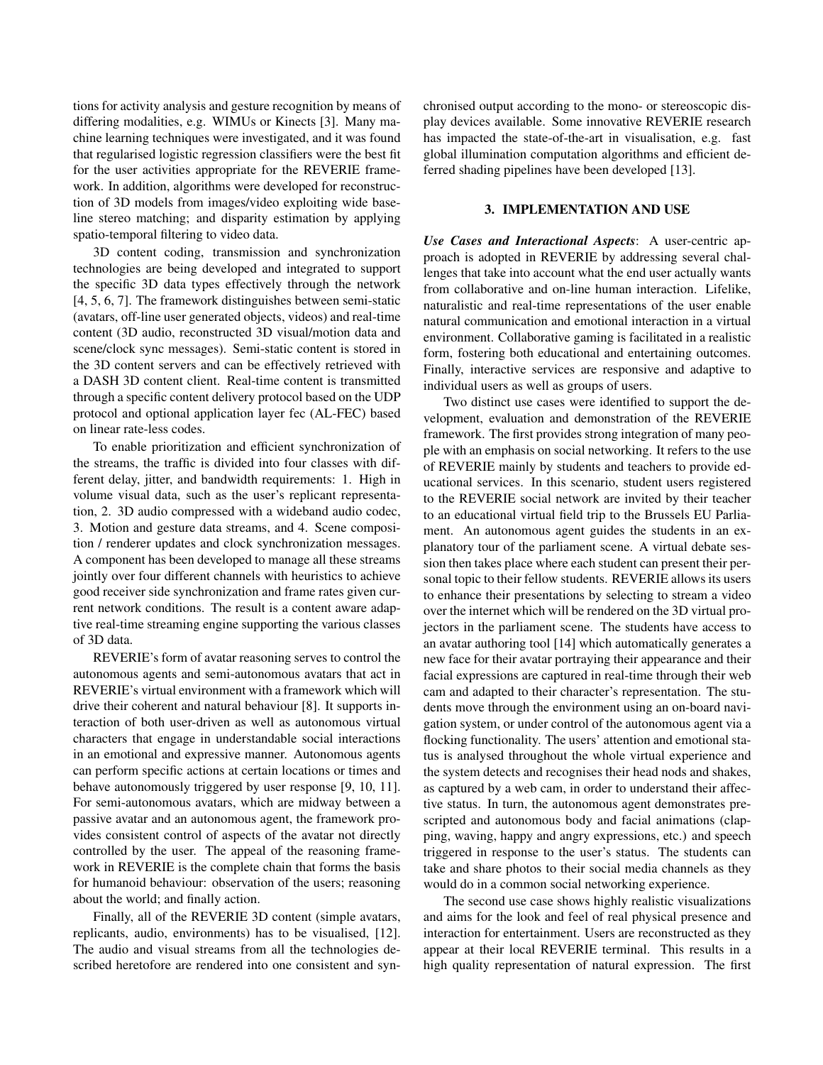tions for activity analysis and gesture recognition by means of differing modalities, e.g. WIMUs or Kinects [3]. Many machine learning techniques were investigated, and it was found that regularised logistic regression classifiers were the best fit for the user activities appropriate for the REVERIE framework. In addition, algorithms were developed for reconstruction of 3D models from images/video exploiting wide baseline stereo matching; and disparity estimation by applying spatio-temporal filtering to video data.

3D content coding, transmission and synchronization technologies are being developed and integrated to support the specific 3D data types effectively through the network [4, 5, 6, 7]. The framework distinguishes between semi-static (avatars, off-line user generated objects, videos) and real-time content (3D audio, reconstructed 3D visual/motion data and scene/clock sync messages). Semi-static content is stored in the 3D content servers and can be effectively retrieved with a DASH 3D content client. Real-time content is transmitted through a specific content delivery protocol based on the UDP protocol and optional application layer fec (AL-FEC) based on linear rate-less codes.

To enable prioritization and efficient synchronization of the streams, the traffic is divided into four classes with different delay, jitter, and bandwidth requirements: 1. High in volume visual data, such as the user's replicant representation, 2. 3D audio compressed with a wideband audio codec, 3. Motion and gesture data streams, and 4. Scene composition / renderer updates and clock synchronization messages. A component has been developed to manage all these streams jointly over four different channels with heuristics to achieve good receiver side synchronization and frame rates given current network conditions. The result is a content aware adaptive real-time streaming engine supporting the various classes of 3D data.

REVERIE's form of avatar reasoning serves to control the autonomous agents and semi-autonomous avatars that act in REVERIE's virtual environment with a framework which will drive their coherent and natural behaviour [8]. It supports interaction of both user-driven as well as autonomous virtual characters that engage in understandable social interactions in an emotional and expressive manner. Autonomous agents can perform specific actions at certain locations or times and behave autonomously triggered by user response [9, 10, 11]. For semi-autonomous avatars, which are midway between a passive avatar and an autonomous agent, the framework provides consistent control of aspects of the avatar not directly controlled by the user. The appeal of the reasoning framework in REVERIE is the complete chain that forms the basis for humanoid behaviour: observation of the users; reasoning about the world; and finally action.

Finally, all of the REVERIE 3D content (simple avatars, replicants, audio, environments) has to be visualised, [12]. The audio and visual streams from all the technologies described heretofore are rendered into one consistent and synchronised output according to the mono- or stereoscopic display devices available. Some innovative REVERIE research has impacted the state-of-the-art in visualisation, e.g. fast global illumination computation algorithms and efficient deferred shading pipelines have been developed [13].

## 3. IMPLEMENTATION AND USE

***Use Cases and Interactional Aspects***: A user-centric approach is adopted in REVERIE by addressing several challenges that take into account what the end user actually wants from collaborative and on-line human interaction. Lifelike, naturalistic and real-time representations of the user enable natural communication and emotional interaction in a virtual environment. Collaborative gaming is facilitated in a realistic form, fostering both educational and entertaining outcomes. Finally, interactive services are responsive and adaptive to individual users as well as groups of users.

Two distinct use cases were identified to support the development, evaluation and demonstration of the REVERIE framework. The first provides strong integration of many people with an emphasis on social networking. It refers to the use of REVERIE mainly by students and teachers to provide educational services. In this scenario, student users registered to the REVERIE social network are invited by their teacher to an educational virtual field trip to the Brussels EU Parliament. An autonomous agent guides the students in an explanatory tour of the parliament scene. A virtual debate session then takes place where each student can present their personal topic to their fellow students. REVERIE allows its users to enhance their presentations by selecting to stream a video over the internet which will be rendered on the 3D virtual projectors in the parliament scene. The students have access to an avatar authoring tool [14] which automatically generates a new face for their avatar portraying their appearance and their facial expressions are captured in real-time through their web cam and adapted to their character's representation. The students move through the environment using an on-board navigation system, or under control of the autonomous agent via a flocking functionality. The users' attention and emotional status is analysed throughout the whole virtual experience and the system detects and recognises their head nods and shakes, as captured by a web cam, in order to understand their affective status. In turn, the autonomous agent demonstrates prescripted and autonomous body and facial animations (clapping, waving, happy and angry expressions, etc.) and speech triggered in response to the user's status. The students can take and share photos to their social media channels as they would do in a common social networking experience.

The second use case shows highly realistic visualizations and aims for the look and feel of real physical presence and interaction for entertainment. Users are reconstructed as they appear at their local REVERIE terminal. This results in a high quality representation of natural expression. The first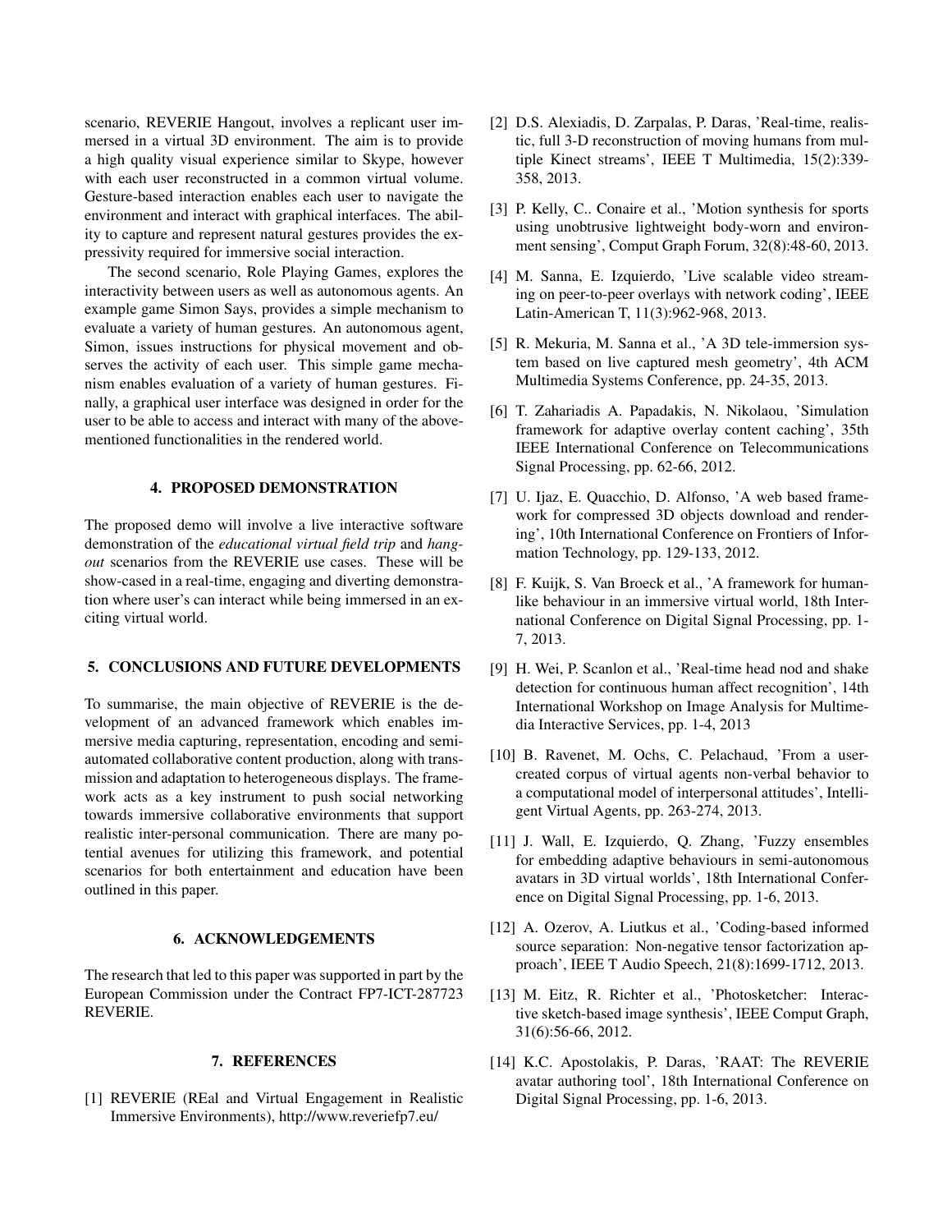scenario, REVERIE Hangout, involves a replicant user immersed in a virtual 3D environment. The aim is to provide a high quality visual experience similar to Skype, however with each user reconstructed in a common virtual volume. Gesture-based interaction enables each user to navigate the environment and interact with graphical interfaces. The ability to capture and represent natural gestures provides the expressivity required for immersive social interaction.

The second scenario, Role Playing Games, explores the interactivity between users as well as autonomous agents. An example game Simon Says, provides a simple mechanism to evaluate a variety of human gestures. An autonomous agent, Simon, issues instructions for physical movement and observes the activity of each user. This simple game mechanism enables evaluation of a variety of human gestures. Finally, a graphical user interface was designed in order for the user to be able to access and interact with many of the above-mentioned functionalities in the rendered world.

## 4. PROPOSED DEMONSTRATION

The proposed demo will involve a live interactive software demonstration of the *educational virtual field trip* and *hangout* scenarios from the REVERIE use cases. These will be show-cased in a real-time, engaging and diverting demonstration where user's can interact while being immersed in an exciting virtual world.

## 5. CONCLUSIONS AND FUTURE DEVELOPMENTS

To summarise, the main objective of REVERIE is the development of an advanced framework which enables immersive media capturing, representation, encoding and semi-automated collaborative content production, along with transmission and adaptation to heterogeneous displays. The framework acts as a key instrument to push social networking towards immersive collaborative environments that support realistic inter-personal communication. There are many potential avenues for utilizing this framework, and potential scenarios for both entertainment and education have been outlined in this paper.

## 6. ACKNOWLEDGEMENTS

The research that led to this paper was supported in part by the European Commission under the Contract FP7-ICT-287723 REVERIE.

## 7. REFERENCES

[1] REVERIE (REal and Virtual Engagement in Realistic Immersive Environments), http://www.reveriefp7.eu/

[2] D.S. Alexiadis, D. Zarpalas, P. Daras, 'Real-time, realistic, full 3-D reconstruction of moving humans from multiple Kinect streams', IEEE T Multimedia, 15(2):339-358, 2013.

[3] P. Kelly, C.. Conaire et al., 'Motion synthesis for sports using unobtrusive lightweight body-worn and environment sensing', Comput Graph Forum, 32(8):48-60, 2013.

[4] M. Sanna, E. Izquierdo, 'Live scalable video streaming on peer-to-peer overlays with network coding', IEEE Latin-American T, 11(3):962-968, 2013.

[5] R. Mekuria, M. Sanna et al., 'A 3D tele-immersion system based on live captured mesh geometry', 4th ACM Multimedia Systems Conference, pp. 24-35, 2013.

[6] T. Zahariadis A. Papadakis, N. Nikolaou, 'Simulation framework for adaptive overlay content caching', 35th IEEE International Conference on Telecommunications Signal Processing, pp. 62-66, 2012.

[7] U. Ijaz, E. Quacchio, D. Alfonso, 'A web based framework for compressed 3D objects download and rendering', 10th International Conference on Frontiers of Information Technology, pp. 129-133, 2012.

[8] F. Kuijk, S. Van Broeck et al., 'A framework for human-like behaviour in an immersive virtual world, 18th International Conference on Digital Signal Processing, pp. 1-7, 2013.

[9] H. Wei, P. Scanlon et al., 'Real-time head nod and shake detection for continuous human affect recognition', 14th International Workshop on Image Analysis for Multimedia Interactive Services, pp. 1-4, 2013

[10] B. Ravenet, M. Ochs, C. Pelachaud, 'From a user-created corpus of virtual agents non-verbal behavior to a computational model of interpersonal attitudes', Intelligent Virtual Agents, pp. 263-274, 2013.

[11] J. Wall, E. Izquierdo, Q. Zhang, 'Fuzzy ensembles for embedding adaptive behaviours in semi-autonomous avatars in 3D virtual worlds', 18th International Conference on Digital Signal Processing, pp. 1-6, 2013.

[12] A. Ozerov, A. Liutkus et al., 'Coding-based informed source separation: Non-negative tensor factorization approach', IEEE T Audio Speech, 21(8):1699-1712, 2013.

[13] M. Eitz, R. Richter et al., 'Photosketcher: Interactive sketch-based image synthesis', IEEE Comput Graph, 31(6):56-66, 2012.

[14] K.C. Apostolakis, P. Daras, 'RAAT: The REVERIE avatar authoring tool', 18th International Conference on Digital Signal Processing, pp. 1-6, 2013.